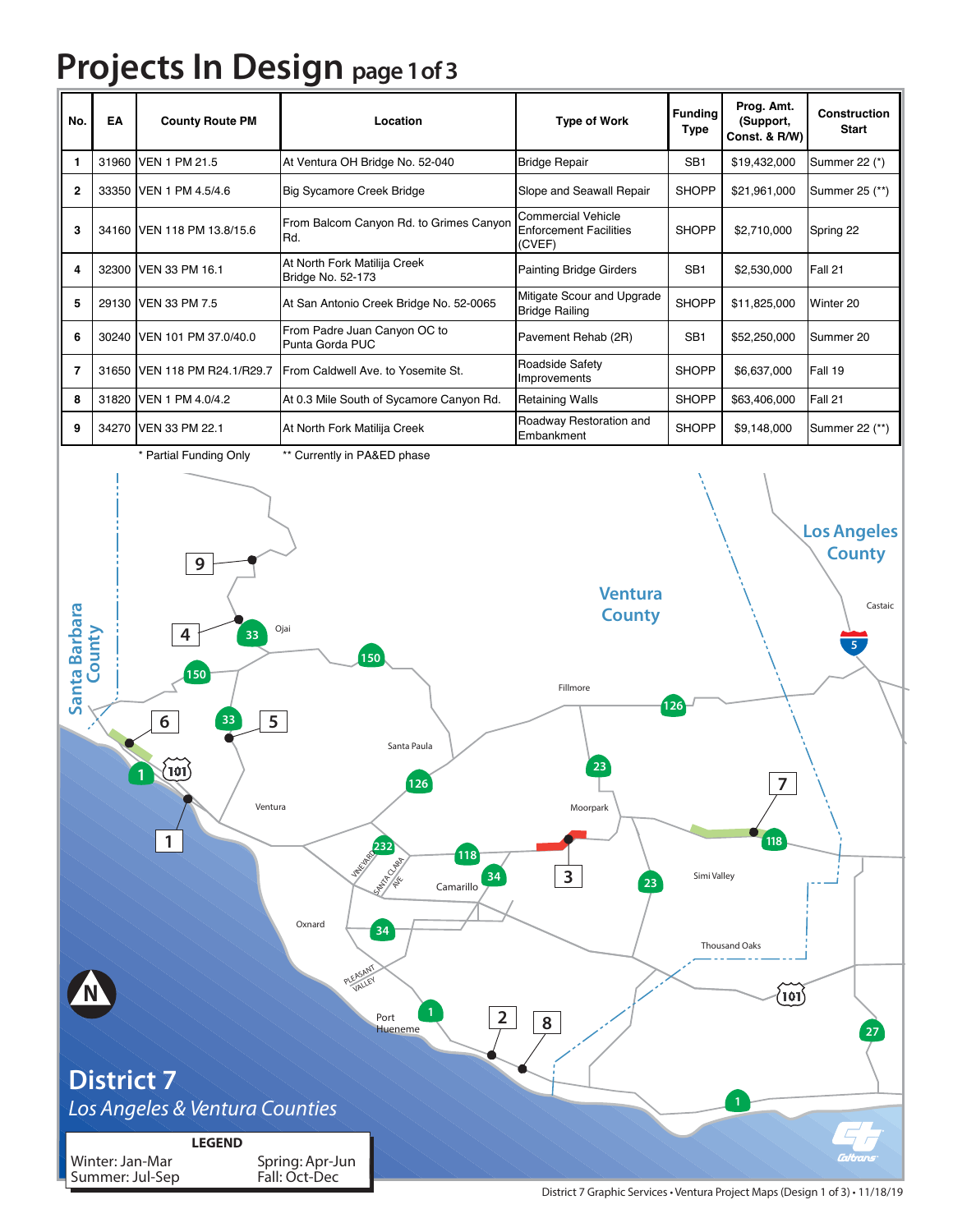# Projects In Design page 1 of 3

| No. | EA | County Route PM | Location | Type of Work | Funding Type | Prog. Amt. (Support, Const. & R/W) | Construction Start |
|---|---|---|---|---|---|---|---|
| 1 | 31960 | VEN 1 PM 21.5 | At Ventura OH Bridge No. 52-040 | Bridge Repair | SB1 | $19,432,000 | Summer 22 (*) |
| 2 | 33350 | VEN 1 PM 4.5/4.6 | Big Sycamore Creek Bridge | Slope and Seawall Repair | SHOPP | $21,961,000 | Summer 25 (**) |
| 3 | 34160 | VEN 118 PM 13.8/15.6 | From Balcom Canyon Rd. to Grimes Canyon Rd. | Commercial Vehicle Enforcement Facilities (CVEF) | SHOPP | $2,710,000 | Spring 22 |
| 4 | 32300 | VEN 33 PM 16.1 | At North Fork Matilija Creek Bridge No. 52-173 | Painting Bridge Girders | SB1 | $2,530,000 | Fall 21 |
| 5 | 29130 | VEN 33 PM 7.5 | At San Antonio Creek Bridge No. 52-0065 | Mitigate Scour and Upgrade Bridge Railing | SHOPP | $11,825,000 | Winter 20 |
| 6 | 30240 | VEN 101 PM 37.0/40.0 | From Padre Juan Canyon OC to Punta Gorda PUC | Pavement Rehab (2R) | SB1 | $52,250,000 | Summer 20 |
| 7 | 31650 | VEN 118 PM R24.1/R29.7 | From Caldwell Ave. to Yosemite St. | Roadside Safety Improvements | SHOPP | $6,637,000 | Fall 19 |
| 8 | 31820 | VEN 1 PM 4.0/4.2 | At 0.3 Mile South of Sycamore Canyon Rd. | Retaining Walls | SHOPP | $63,406,000 | Fall 21 |
| 9 | 34270 | VEN 33 PM 22.1 | At North Fork Matilija Creek | Roadway Restoration and Embankment | SHOPP | $9,148,000 | Summer 22 (**) |

\* Partial Funding Only  ** Currently in PA&ED phase

Santa Barbara County · Ventura County · Los Angeles County · Castaic · Ojai · Fillmore · Santa Paula · Ventura · Moorpark · Simi Valley · Camarillo · Oxnard · Thousand Oaks · Port Hueneme

**District 7**

*Los Angeles & Ventura Counties*

**LEGEND**

Winter: Jan-Mar  Spring: Apr-Jun
Summer: Jul-Sep  Fall: Oct-Dec

District 7 Graphic Services • Ventura Project Maps (Design 1 of 3) • 11/18/19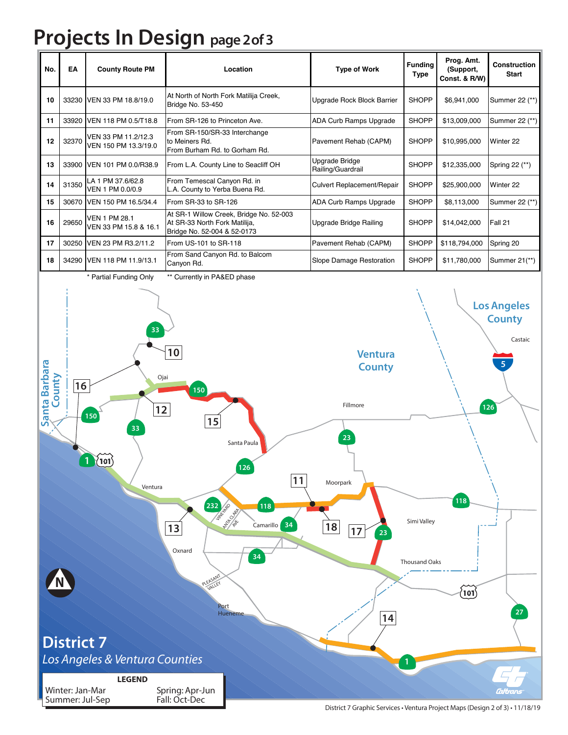# Projects In Design page 2 of 3

| No. | EA | County Route PM | Location | Type of Work | Funding Type | Prog. Amt. (Support, Const. & R/W) | Construction Start |
|---|---|---|---|---|---|---|---|
| 10 | 33230 | VEN 33 PM 18.8/19.0 | At North of North Fork Matilija Creek, Bridge No. 53-450 | Upgrade Rock Block Barrier | SHOPP | $6,941,000 | Summer 22 (**) |
| 11 | 33920 | VEN 118 PM 0.5/T18.8 | From SR-126 to Princeton Ave. | ADA Curb Ramps Upgrade | SHOPP | $13,009,000 | Summer 22 (**) |
| 12 | 32370 | VEN 33 PM 11.2/12.3<br>VEN 150 PM 13.3/19.0 | From SR-150/SR-33 Interchange to Meiners Rd.<br>From Burham Rd. to Gorham Rd. | Pavement Rehab (CAPM) | SHOPP | $10,995,000 | Winter 22 |
| 13 | 33900 | VEN 101 PM 0.0/R38.9 | From L.A. County Line to Seacliff OH | Upgrade Bridge Railing/Guardrail | SHOPP | $12,335,000 | Spring 22 (**) |
| 14 | 31350 | LA 1 PM 37.6/62.8<br>VEN 1 PM 0.0/0.9 | From Temescal Canyon Rd. in L.A. County to Yerba Buena Rd. | Culvert Replacement/Repair | SHOPP | $25,900,000 | Winter 22 |
| 15 | 30670 | VEN 150 PM 16.5/34.4 | From SR-33 to SR-126 | ADA Curb Ramps Upgrade | SHOPP | $8,113,000 | Summer 22 (**) |
| 16 | 29650 | VEN 1 PM 28.1<br>VEN 33 PM 15.8 & 16.1 | At SR-1 Willow Creek, Bridge No. 52-003<br>At SR-33 North Fork Matilija, Bridge No. 52-004 & 52-0173 | Upgrade Bridge Railing | SHOPP | $14,042,000 | Fall 21 |
| 17 | 30250 | VEN 23 PM R3.2/11.2 | From US-101 to SR-118 | Pavement Rehab (CAPM) | SHOPP | $118,794,000 | Spring 20 |
| 18 | 34290 | VEN 118 PM 11.9/13.1 | From Sand Canyon Rd. to Balcom Canyon Rd. | Slope Damage Restoration | SHOPP | $11,780,000 | Summer 21(**) |

\* Partial Funding Only    ** Currently in PA&ED phase

## District 7

*Los Angeles & Ventura Counties*

**LEGEND**

Winter: Jan-Mar    Spring: Apr-Jun
Summer: Jul-Sep    Fall: Oct-Dec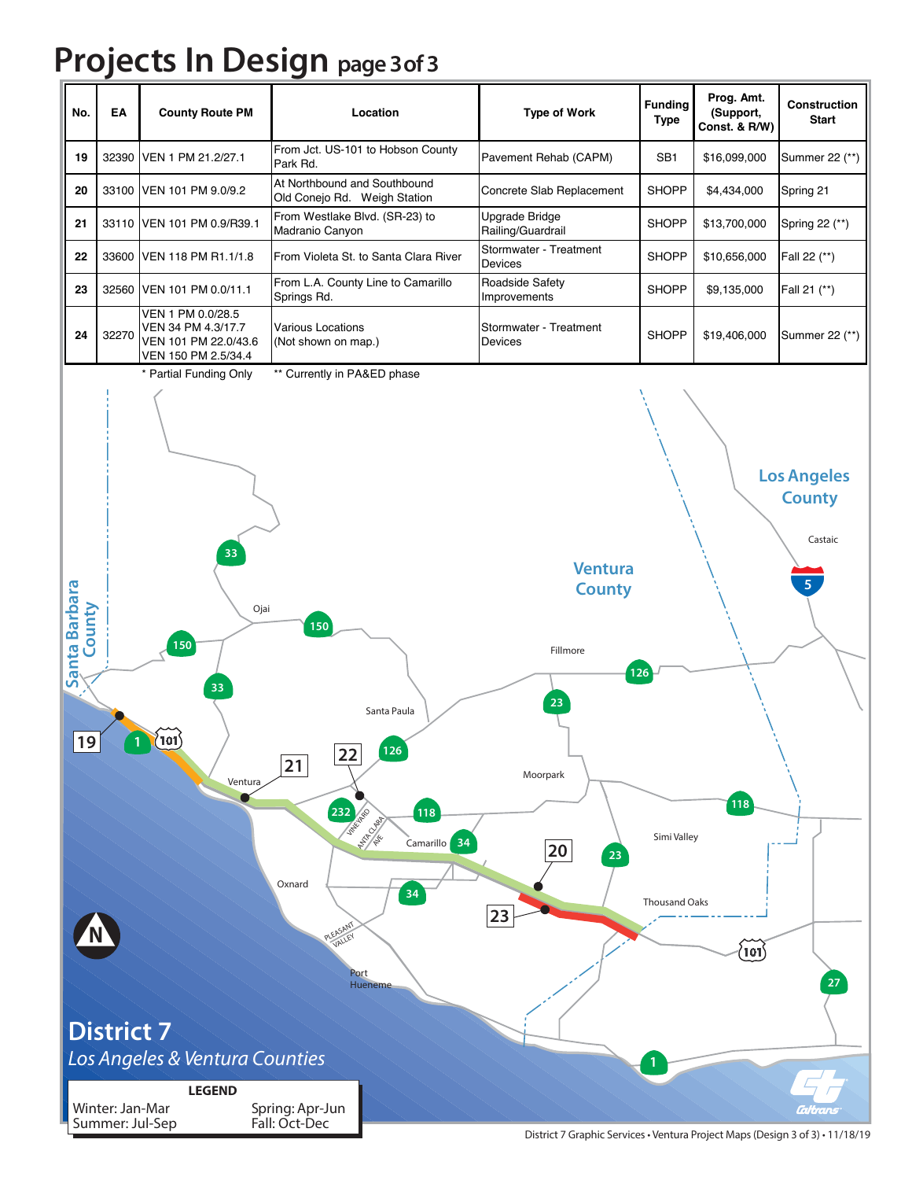# Projects In Design page 3 of 3

| No. | EA | County Route PM | Location | Type of Work | Funding Type | Prog. Amt. (Support, Const. & R/W) | Construction Start |
|---|---|---|---|---|---|---|---|
| 19 | 32390 | VEN 1 PM 21.2/27.1 | From Jct. US-101 to Hobson County Park Rd. | Pavement Rehab (CAPM) | SB1 | $16,099,000 | Summer 22 (**) |
| 20 | 33100 | VEN 101 PM 9.0/9.2 | At Northbound and Southbound Old Conejo Rd. Weigh Station | Concrete Slab Replacement | SHOPP | $4,434,000 | Spring 21 |
| 21 | 33110 | VEN 101 PM 0.9/R39.1 | From Westlake Blvd. (SR-23) to Madranio Canyon | Upgrade Bridge Railing/Guardrail | SHOPP | $13,700,000 | Spring 22 (**) |
| 22 | 33600 | VEN 118 PM R1.1/1.8 | From Violeta St. to Santa Clara River | Stormwater - Treatment Devices | SHOPP | $10,656,000 | Fall 22 (**) |
| 23 | 32560 | VEN 101 PM 0.0/11.1 | From L.A. County Line to Camarillo Springs Rd. | Roadside Safety Improvements | SHOPP | $9,135,000 | Fall 21 (**) |
| 24 | 32270 | VEN 1 PM 0.0/28.5<br>VEN 34 PM 4.3/17.7<br>VEN 101 PM 22.0/43.6<br>VEN 150 PM 2.5/34.4 | Various Locations (Not shown on map.) | Stormwater - Treatment Devices | SHOPP | $19,406,000 | Summer 22 (**) |

\* Partial Funding Only  ** Currently in PA&ED phase

Los Angeles County
Castaic
Ventura County
Santa Barbara County
Ojai
Fillmore
Santa Paula
Ventura
Moorpark
Camarillo
Simi Valley
Oxnard
Thousand Oaks
Port Hueneme
19
21
22
20
23

## District 7
*Los Angeles & Ventura Counties*

**LEGEND**
Winter: Jan-Mar  Spring: Apr-Jun
Summer: Jul-Sep  Fall: Oct-Dec

District 7 Graphic Services • Ventura Project Maps (Design 3 of 3) • 11/18/19